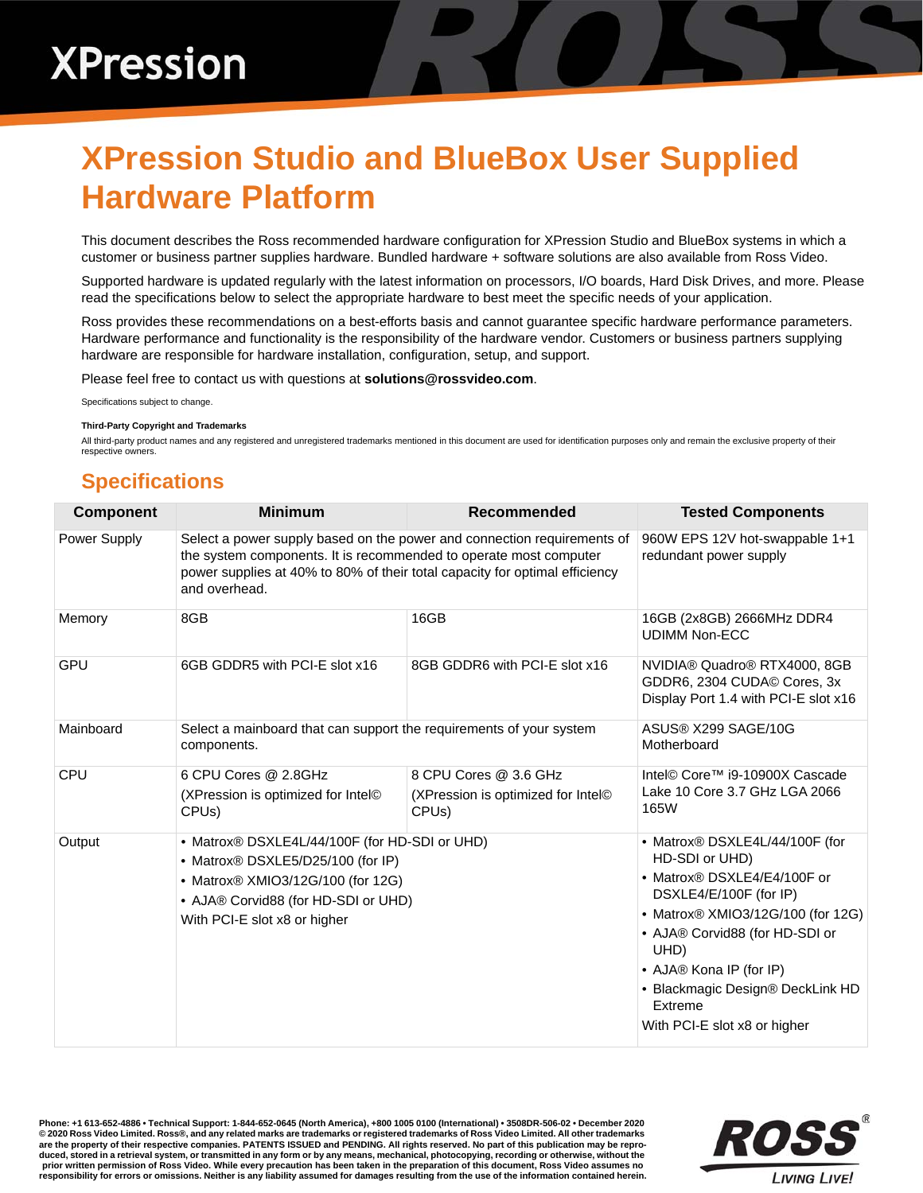# XPression

# XPression Studio and BlueBox User Supplied Hardware Platform

This document describes the Ross recommended hardware configuration for XPression Studio and BlueBox systems in which a customer or business partner supplies hardware. Bundled hardware + software solutions are also available from Ross Video.

Supported hardware is updated regularly with the latest information on processors, I/O boards, Hard Disk Drives, and more. Please read the specifications below to select the appropriate hardware to best meet the specific needs of your application.

Ross provides these recommendations on a best-efforts basis and cannot guarantee specific hardware performance parameters. Hardware performance and functionality is the responsibility of the hardware vendor. Customers or business partners supplying hardware are responsible for hardware installation, configuration, setup, and support.

Please feel free to contact us with questions at **solutions@rossvideo.com**.

Specifications subject to change.

**Third-Party Copyright and Trademarks**

All third-party product names and any registered and unregistered trademarks mentioned in this document are used for identification purposes only and remain the exclusive property of their respective owners.

## Specifications

| Component | Minimum | Recommended | Tested Components |
|---|---|---|---|
| Power Supply | Select a power supply based on the power and connection requirements of the system components. It is recommended to operate most computer power supplies at 40% to 80% of their total capacity for optimal efficiency and overhead. | | 960W EPS 12V hot-swappable 1+1 redundant power supply |
| Memory | 8GB | 16GB | 16GB (2x8GB) 2666MHz DDR4 UDIMM Non-ECC |
| GPU | 6GB GDDR5 with PCI-E slot x16 | 8GB GDDR6 with PCI-E slot x16 | NVIDIA® Quadro® RTX4000, 8GB GDDR6, 2304 CUDA© Cores, 3x Display Port 1.4 with PCI-E slot x16 |
| Mainboard | Select a mainboard that can support the requirements of your system components. | | ASUS® X299 SAGE/10G Motherboard |
| CPU | 6 CPU Cores @ 2.8GHz<br>(XPression is optimized for Intel© CPUs) | 8 CPU Cores @ 3.6 GHz<br>(XPression is optimized for Intel© CPUs) | Intel© Core™ i9-10900X Cascade Lake 10 Core 3.7 GHz LGA 2066 165W |
| Output | • Matrox® DSXLE4L/44/100F (for HD-SDI or UHD)<br>• Matrox® DSXLE5/D25/100 (for IP)<br>• Matrox® XMIO3/12G/100 (for 12G)<br>• AJA® Corvid88 (for HD-SDI or UHD)<br>With PCI-E slot x8 or higher | | • Matrox® DSXLE4L/44/100F (for HD-SDI or UHD)<br>• Matrox® DSXLE4/E4/100F or DSXLE4/E/100F (for IP)<br>• Matrox® XMIO3/12G/100 (for 12G)<br>• AJA® Corvid88 (for HD-SDI or UHD)<br>• AJA® Kona IP (for IP)<br>• Blackmagic Design® DeckLink HD Extreme<br>With PCI-E slot x8 or higher |

Phone: +1 613-652-4886 • Technical Support: 1-844-652-0645 (North America), +800 1005 0100 (International) • 3508DR-506-02 • December 2020
© 2020 Ross Video Limited. Ross®, and any related marks are trademarks or registered trademarks of Ross Video Limited. All other trademarks are the property of their respective companies. PATENTS ISSUED and PENDING. All rights reserved. No part of this publication may be reproduced, stored in a retrieval system, or transmitted in any form or by any means, mechanical, photocopying, recording or otherwise, without the prior written permission of Ross Video. While every precaution has been taken in the preparation of this document, Ross Video assumes no responsibility for errors or omissions. Neither is any liability assumed for damages resulting from the use of the information contained herein.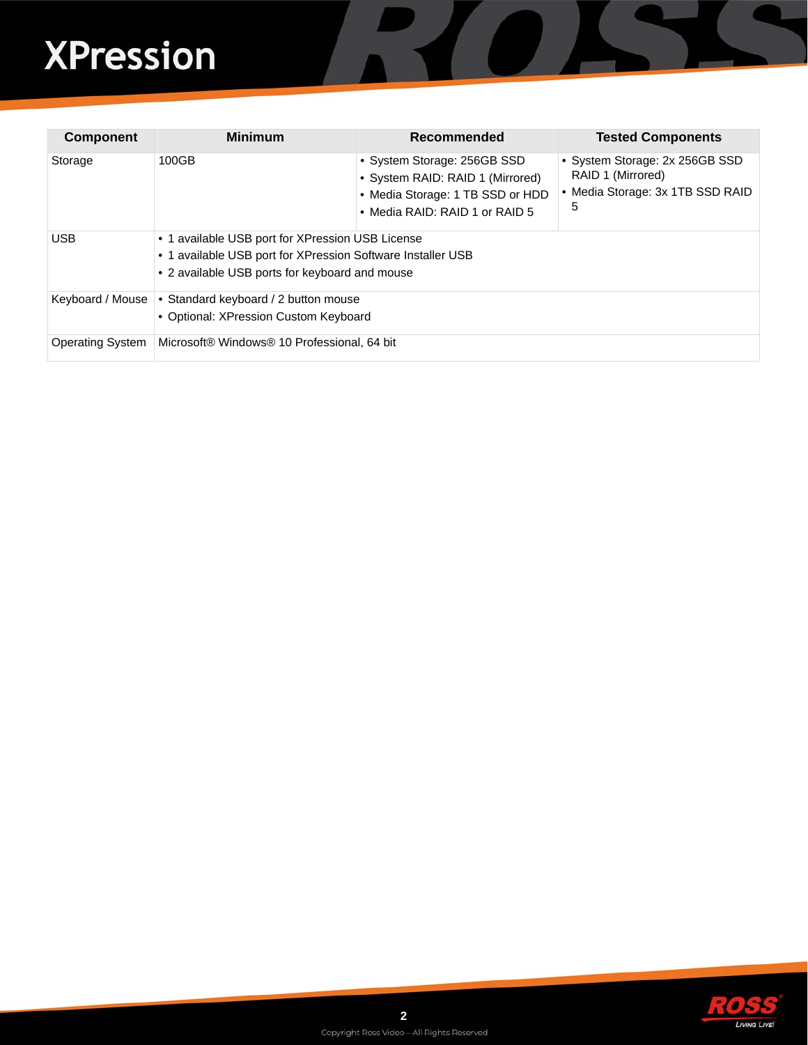| Component | Minimum | Recommended | Tested Components |
|---|---|---|---|
| Storage | 100GB | • System Storage: 256GB SSD<br>• System RAID: RAID 1 (Mirrored)<br>• Media Storage: 1 TB SSD or HDD<br>• Media RAID: RAID 1 or RAID 5 | • System Storage: 2x 256GB SSD RAID 1 (Mirrored)<br>• Media Storage: 3x 1TB SSD RAID 5 |
| USB | • 1 available USB port for XPression USB License<br>• 1 available USB port for XPression Software Installer USB<br>• 2 available USB ports for keyboard and mouse | | |
| Keyboard / Mouse | • Standard keyboard / 2 button mouse<br>• Optional: XPression Custom Keyboard | | |
| Operating System | Microsoft® Windows® 10 Professional, 64 bit | | |